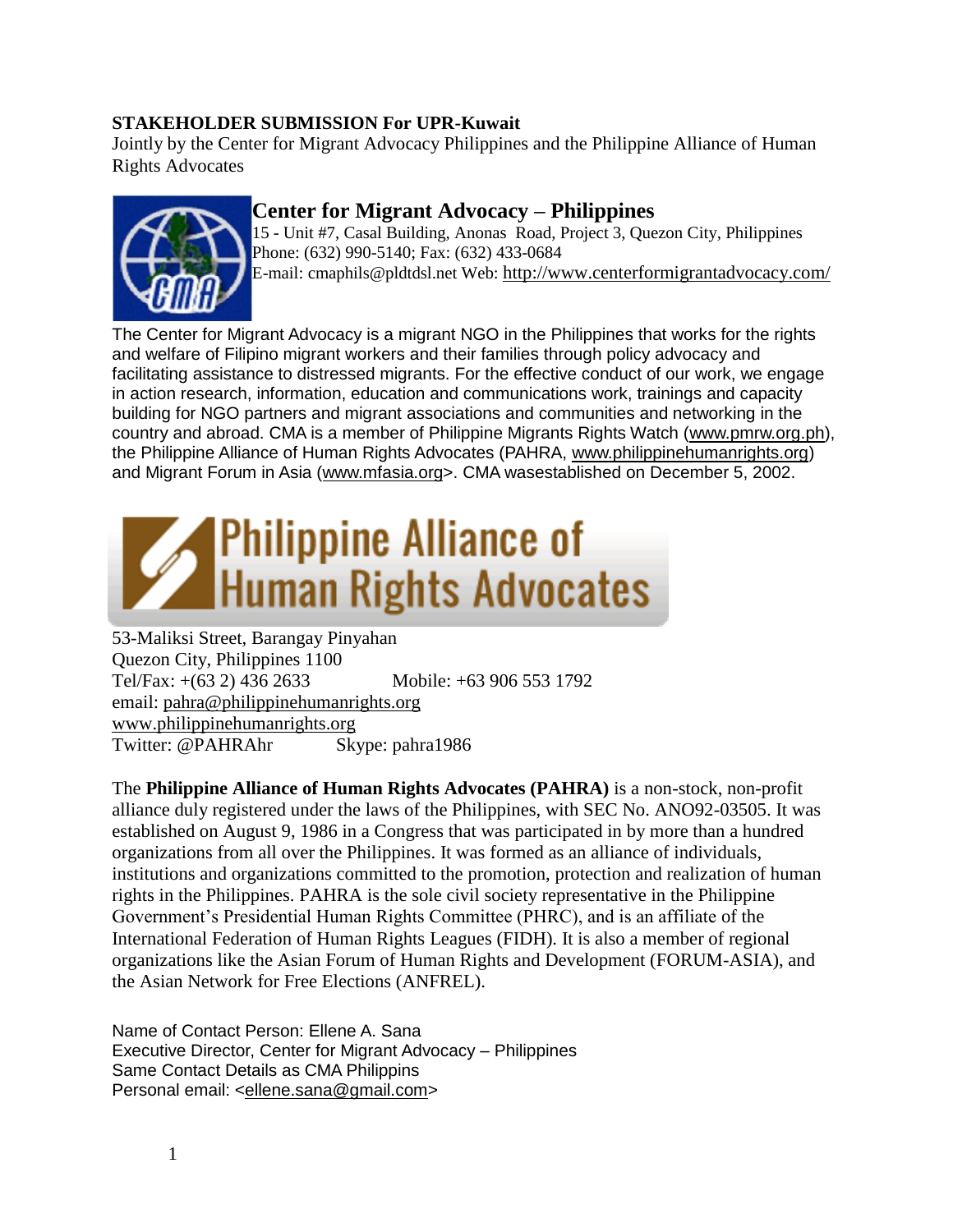**STAKEHOLDER SUBMISSION For UPR-Kuwait**

Jointly by the Center for Migrant Advocacy Philippines and the Philippine Alliance of Human Rights Advocates

## Center for Migrant Advocacy – Philippines

15 - Unit #7, Casal Building, Anonas Road, Project 3, Quezon City, Philippines
Phone: (632) 990-5140; Fax: (632) 433-0684
E-mail: cmaphils@pldtdsl.net Web: http://www.centerformigrantadvocacy.com/

The Center for Migrant Advocacy is a migrant NGO in the Philippines that works for the rights and welfare of Filipino migrant workers and their families through policy advocacy and facilitating assistance to distressed migrants. For the effective conduct of our work, we engage in action research, information, education and communications work, trainings and capacity building for NGO partners and migrant associations and communities and networking in the country and abroad. CMA is a member of Philippine Migrants Rights Watch (www.pmrw.org.ph), the Philippine Alliance of Human Rights Advocates (PAHRA, www.philippinehumanrights.org) and Migrant Forum in Asia (www.mfasia.org>. CMA wasestablished on December 5, 2002.

## Philippine Alliance of Human Rights Advocates

53-Maliksi Street, Barangay Pinyahan
Quezon City, Philippines 1100
Tel/Fax: +(63 2) 436 2633 Mobile: +63 906 553 1792
email: pahra@philippinehumanrights.org
www.philippinehumanrights.org
Twitter: @PAHRAhr Skype: pahra1986

The **Philippine Alliance of Human Rights Advocates (PAHRA)** is a non-stock, non-profit alliance duly registered under the laws of the Philippines, with SEC No. ANO92-03505. It was established on August 9, 1986 in a Congress that was participated in by more than a hundred organizations from all over the Philippines. It was formed as an alliance of individuals, institutions and organizations committed to the promotion, protection and realization of human rights in the Philippines. PAHRA is the sole civil society representative in the Philippine Government's Presidential Human Rights Committee (PHRC), and is an affiliate of the International Federation of Human Rights Leagues (FIDH). It is also a member of regional organizations like the Asian Forum of Human Rights and Development (FORUM-ASIA), and the Asian Network for Free Elections (ANFREL).

Name of Contact Person: Ellene A. Sana
Executive Director, Center for Migrant Advocacy – Philippines
Same Contact Details as CMA Philippins
Personal email: <ellene.sana@gmail.com>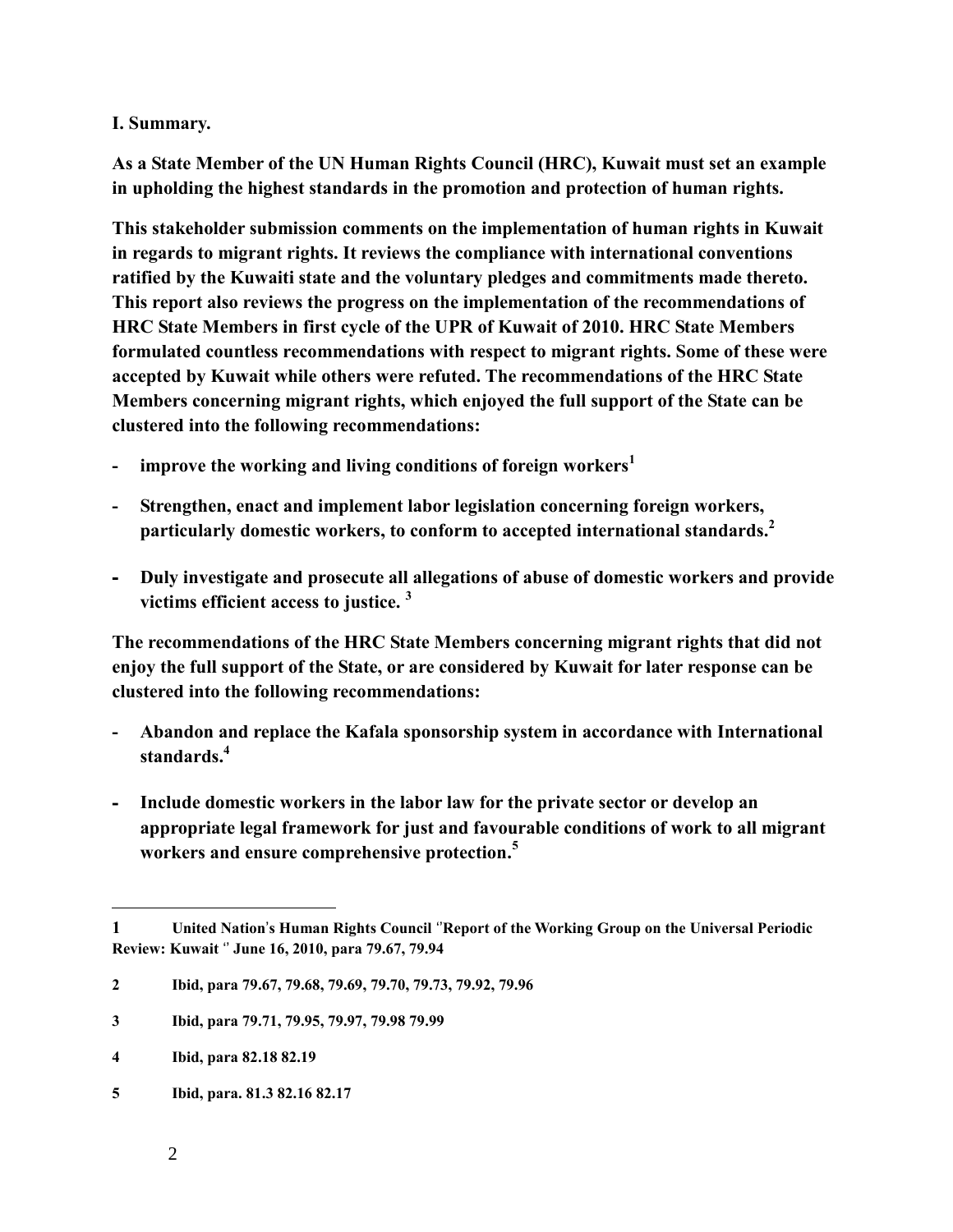**I. Summary.**

**As a State Member of the UN Human Rights Council (HRC), Kuwait must set an example in upholding the highest standards in the promotion and protection of human rights.**

**This stakeholder submission comments on the implementation of human rights in Kuwait in regards to migrant rights. It reviews the compliance with international conventions ratified by the Kuwaiti state and the voluntary pledges and commitments made thereto. This report also reviews the progress on the implementation of the recommendations of HRC State Members in first cycle of the UPR of Kuwait of 2010. HRC State Members formulated countless recommendations with respect to migrant rights. Some of these were accepted by Kuwait while others were refuted. The recommendations of the HRC State Members concerning migrant rights, which enjoyed the full support of the State can be clustered into the following recommendations:**

- **improve the working and living conditions of foreign workers**[1]
- **Strengthen, enact and implement labor legislation concerning foreign workers, particularly domestic workers, to conform to accepted international standards.**[2]
- **Duly investigate and prosecute all allegations of abuse of domestic workers and provide victims efficient access to justice.** [3]

**The recommendations of the HRC State Members concerning migrant rights that did not enjoy the full support of the State, or are considered by Kuwait for later response can be clustered into the following recommendations:**

- **Abandon and replace the Kafala sponsorship system in accordance with International standards.**[4]
- **Include domestic workers in the labor law for the private sector or develop an appropriate legal framework for just and favourable conditions of work to all migrant workers and ensure comprehensive protection.**[5]

---

**1 United Nation's Human Rights Council "Report of the Working Group on the Universal Periodic Review: Kuwait " June 16, 2010, para 79.67, 79.94**

**2 Ibid, para 79.67, 79.68, 79.69, 79.70, 79.73, 79.92, 79.96**

**3 Ibid, para 79.71, 79.95, 79.97, 79.98 79.99**

**4 Ibid, para 82.18 82.19**

**5 Ibid, para. 81.3 82.16 82.17**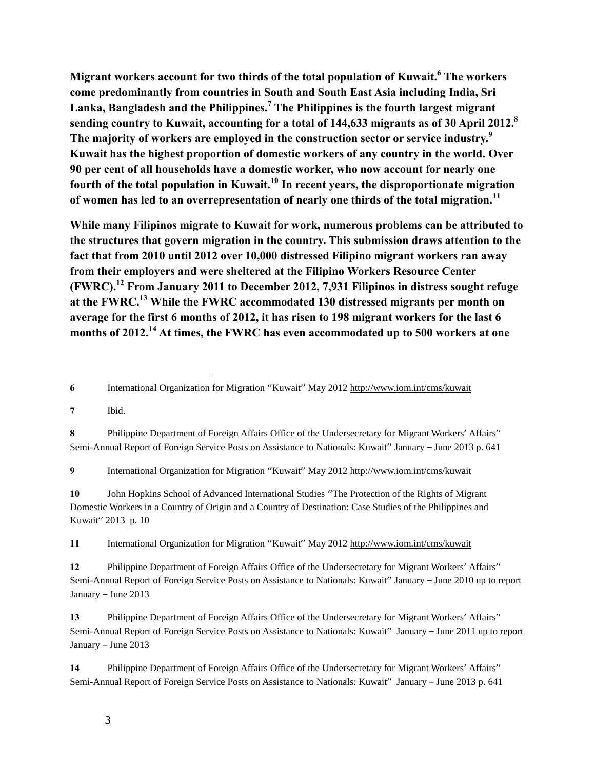**Migrant workers account for two thirds of the total population of Kuwait.[6] The workers come predominantly from countries in South and South East Asia including India, Sri Lanka, Bangladesh and the Philippines.[7] The Philippines is the fourth largest migrant sending country to Kuwait, accounting for a total of 144,633 migrants as of 30 April 2012.[8] The majority of workers are employed in the construction sector or service industry.[9] Kuwait has the highest proportion of domestic workers of any country in the world. Over 90 per cent of all households have a domestic worker, who now account for nearly one fourth of the total population in Kuwait.[10] In recent years, the disproportionate migration of women has led to an overrepresentation of nearly one thirds of the total migration.[11]**

**While many Filipinos migrate to Kuwait for work, numerous problems can be attributed to the structures that govern migration in the country. This submission draws attention to the fact that from 2010 until 2012 over 10,000 distressed Filipino migrant workers ran away from their employers and were sheltered at the Filipino Workers Resource Center (FWRC).[12] From January 2011 to December 2012, 7,931 Filipinos in distress sought refuge at the FWRC.[13] While the FWRC accommodated 130 distressed migrants per month on average for the first 6 months of 2012, it has risen to 198 migrant workers for the last 6 months of 2012.[14] At times, the FWRC has even accommodated up to 500 workers at one**

---

**6** International Organization for Migration ''Kuwait'' May 2012 http://www.iom.int/cms/kuwait

**7** Ibid.

**8** Philippine Department of Foreign Affairs Office of the Undersecretary for Migrant Workers' Affairs'' Semi-Annual Report of Foreign Service Posts on Assistance to Nationals: Kuwait'' January – June 2013 p. 641

**9** International Organization for Migration ''Kuwait'' May 2012 http://www.iom.int/cms/kuwait

**10** John Hopkins School of Advanced International Studies ''The Protection of the Rights of Migrant Domestic Workers in a Country of Origin and a Country of Destination: Case Studies of the Philippines and Kuwait'' 2013 p. 10

**11** International Organization for Migration ''Kuwait'' May 2012 http://www.iom.int/cms/kuwait

**12** Philippine Department of Foreign Affairs Office of the Undersecretary for Migrant Workers' Affairs'' Semi-Annual Report of Foreign Service Posts on Assistance to Nationals: Kuwait'' January – June 2010 up to report January – June 2013

**13** Philippine Department of Foreign Affairs Office of the Undersecretary for Migrant Workers' Affairs'' Semi-Annual Report of Foreign Service Posts on Assistance to Nationals: Kuwait'' January – June 2011 up to report January – June 2013

**14** Philippine Department of Foreign Affairs Office of the Undersecretary for Migrant Workers' Affairs'' Semi-Annual Report of Foreign Service Posts on Assistance to Nationals: Kuwait'' January – June 2013 p. 641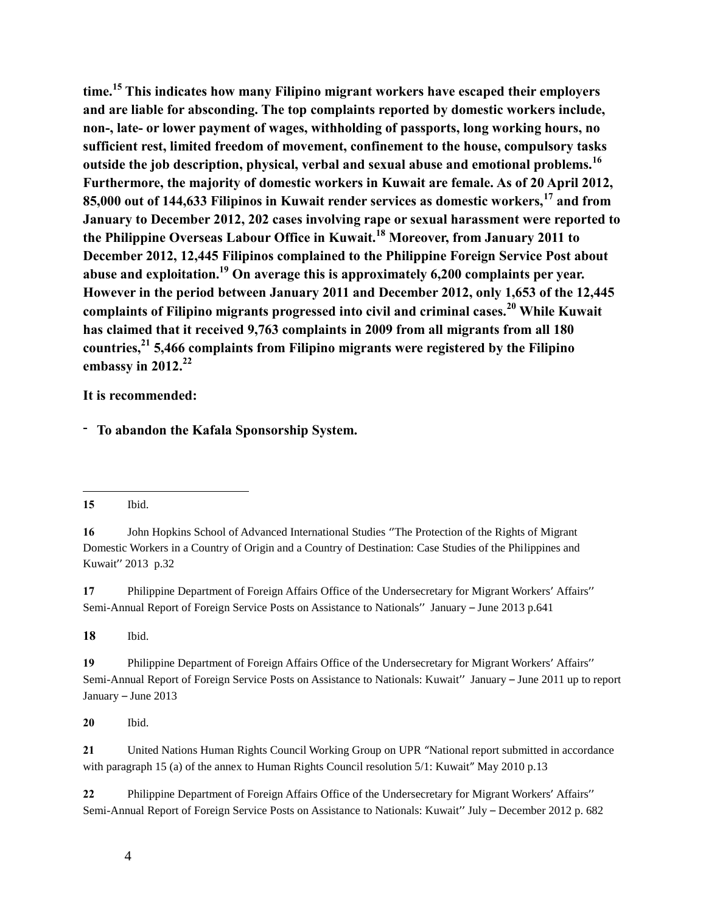**time.[15] This indicates how many Filipino migrant workers have escaped their employers and are liable for absconding. The top complaints reported by domestic workers include, non-, late- or lower payment of wages, withholding of passports, long working hours, no sufficient rest, limited freedom of movement, confinement to the house, compulsory tasks outside the job description, physical, verbal and sexual abuse and emotional problems.[16] Furthermore, the majority of domestic workers in Kuwait are female. As of 20 April 2012, 85,000 out of 144,633 Filipinos in Kuwait render services as domestic workers,[17] and from January to December 2012, 202 cases involving rape or sexual harassment were reported to the Philippine Overseas Labour Office in Kuwait.[18] Moreover, from January 2011 to December 2012, 12,445 Filipinos complained to the Philippine Foreign Service Post about abuse and exploitation.[19] On average this is approximately 6,200 complaints per year. However in the period between January 2011 and December 2012, only 1,653 of the 12,445 complaints of Filipino migrants progressed into civil and criminal cases.[20] While Kuwait has claimed that it received 9,763 complaints in 2009 from all migrants from all 180 countries,[21] 5,466 complaints from Filipino migrants were registered by the Filipino embassy in 2012.[22]**

**It is recommended:**

- **To abandon the Kafala Sponsorship System.**

---

**15** Ibid.

**16** John Hopkins School of Advanced International Studies "The Protection of the Rights of Migrant Domestic Workers in a Country of Origin and a Country of Destination: Case Studies of the Philippines and Kuwait" 2013 p.32

**17** Philippine Department of Foreign Affairs Office of the Undersecretary for Migrant Workers' Affairs" Semi-Annual Report of Foreign Service Posts on Assistance to Nationals" January – June 2013 p.641

**18** Ibid.

**19** Philippine Department of Foreign Affairs Office of the Undersecretary for Migrant Workers' Affairs" Semi-Annual Report of Foreign Service Posts on Assistance to Nationals: Kuwait" January – June 2011 up to report January – June 2013

**20** Ibid.

**21** United Nations Human Rights Council Working Group on UPR "National report submitted in accordance with paragraph 15 (a) of the annex to Human Rights Council resolution 5/1: Kuwait" May 2010 p.13

**22** Philippine Department of Foreign Affairs Office of the Undersecretary for Migrant Workers' Affairs" Semi-Annual Report of Foreign Service Posts on Assistance to Nationals: Kuwait" July – December 2012 p. 682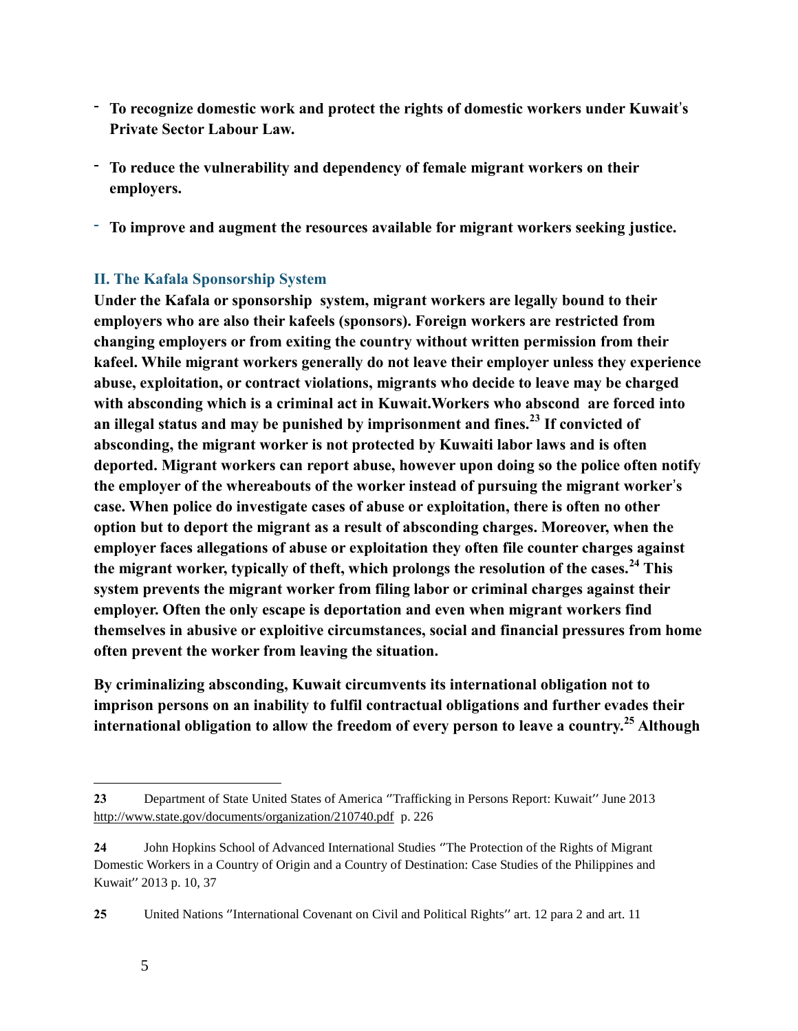- **To recognize domestic work and protect the rights of domestic workers under Kuwait's Private Sector Labour Law.**
- **To reduce the vulnerability and dependency of female migrant workers on their employers.**
- **To improve and augment the resources available for migrant workers seeking justice.**

## II. The Kafala Sponsorship System

**Under the Kafala or sponsorship system, migrant workers are legally bound to their employers who are also their kafeels (sponsors). Foreign workers are restricted from changing employers or from exiting the country without written permission from their kafeel. While migrant workers generally do not leave their employer unless they experience abuse, exploitation, or contract violations, migrants who decide to leave may be charged with absconding which is a criminal act in Kuwait.Workers who abscond are forced into an illegal status and may be punished by imprisonment and fines.[23] If convicted of absconding, the migrant worker is not protected by Kuwaiti labor laws and is often deported. Migrant workers can report abuse, however upon doing so the police often notify the employer of the whereabouts of the worker instead of pursuing the migrant worker's case. When police do investigate cases of abuse or exploitation, there is often no other option but to deport the migrant as a result of absconding charges. Moreover, when the employer faces allegations of abuse or exploitation they often file counter charges against the migrant worker, typically of theft, which prolongs the resolution of the cases.[24] This system prevents the migrant worker from filing labor or criminal charges against their employer. Often the only escape is deportation and even when migrant workers find themselves in abusive or exploitive circumstances, social and financial pressures from home often prevent the worker from leaving the situation.**

**By criminalizing absconding, Kuwait circumvents its international obligation not to imprison persons on an inability to fulfil contractual obligations and further evades their international obligation to allow the freedom of every person to leave a country.[25] Although**

---

**23** Department of State United States of America "Trafficking in Persons Report: Kuwait" June 2013 http://www.state.gov/documents/organization/210740.pdf p. 226

**24** John Hopkins School of Advanced International Studies "The Protection of the Rights of Migrant Domestic Workers in a Country of Origin and a Country of Destination: Case Studies of the Philippines and Kuwait" 2013 p. 10, 37

**25** United Nations "International Covenant on Civil and Political Rights" art. 12 para 2 and art. 11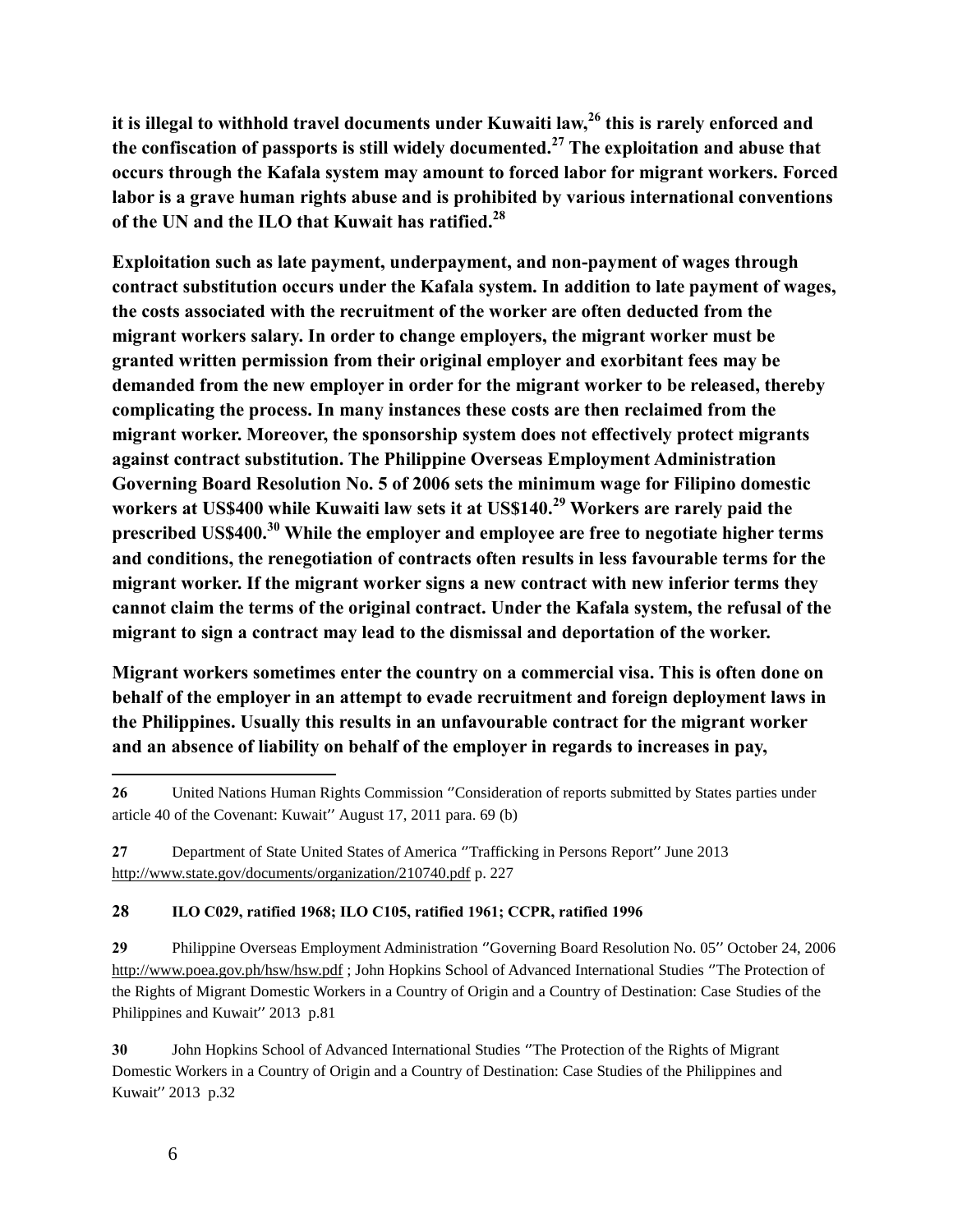**it is illegal to withhold travel documents under Kuwaiti law,[26] this is rarely enforced and the confiscation of passports is still widely documented.[27] The exploitation and abuse that occurs through the Kafala system may amount to forced labor for migrant workers. Forced labor is a grave human rights abuse and is prohibited by various international conventions of the UN and the ILO that Kuwait has ratified.[28]**

**Exploitation such as late payment, underpayment, and non-payment of wages through contract substitution occurs under the Kafala system. In addition to late payment of wages, the costs associated with the recruitment of the worker are often deducted from the migrant workers salary. In order to change employers, the migrant worker must be granted written permission from their original employer and exorbitant fees may be demanded from the new employer in order for the migrant worker to be released, thereby complicating the process. In many instances these costs are then reclaimed from the migrant worker. Moreover, the sponsorship system does not effectively protect migrants against contract substitution. The Philippine Overseas Employment Administration Governing Board Resolution No. 5 of 2006 sets the minimum wage for Filipino domestic workers at US$400 while Kuwaiti law sets it at US$140.[29] Workers are rarely paid the prescribed US$400.[30] While the employer and employee are free to negotiate higher terms and conditions, the renegotiation of contracts often results in less favourable terms for the migrant worker. If the migrant worker signs a new contract with new inferior terms they cannot claim the terms of the original contract. Under the Kafala system, the refusal of the migrant to sign a contract may lead to the dismissal and deportation of the worker.**

**Migrant workers sometimes enter the country on a commercial visa. This is often done on behalf of the employer in an attempt to evade recruitment and foreign deployment laws in the Philippines. Usually this results in an unfavourable contract for the migrant worker and an absence of liability on behalf of the employer in regards to increases in pay,**

---

**26** United Nations Human Rights Commission ''Consideration of reports submitted by States parties under article 40 of the Covenant: Kuwait'' August 17, 2011 para. 69 (b)

**27** Department of State United States of America ''Trafficking in Persons Report'' June 2013 http://www.state.gov/documents/organization/210740.pdf p. 227

**28 ILO C029, ratified 1968; ILO C105, ratified 1961; CCPR, ratified 1996**

**29** Philippine Overseas Employment Administration ''Governing Board Resolution No. 05'' October 24, 2006 http://www.poea.gov.ph/hsw/hsw.pdf ; John Hopkins School of Advanced International Studies ''The Protection of the Rights of Migrant Domestic Workers in a Country of Origin and a Country of Destination: Case Studies of the Philippines and Kuwait'' 2013 p.81

**30** John Hopkins School of Advanced International Studies ''The Protection of the Rights of Migrant Domestic Workers in a Country of Origin and a Country of Destination: Case Studies of the Philippines and Kuwait'' 2013 p.32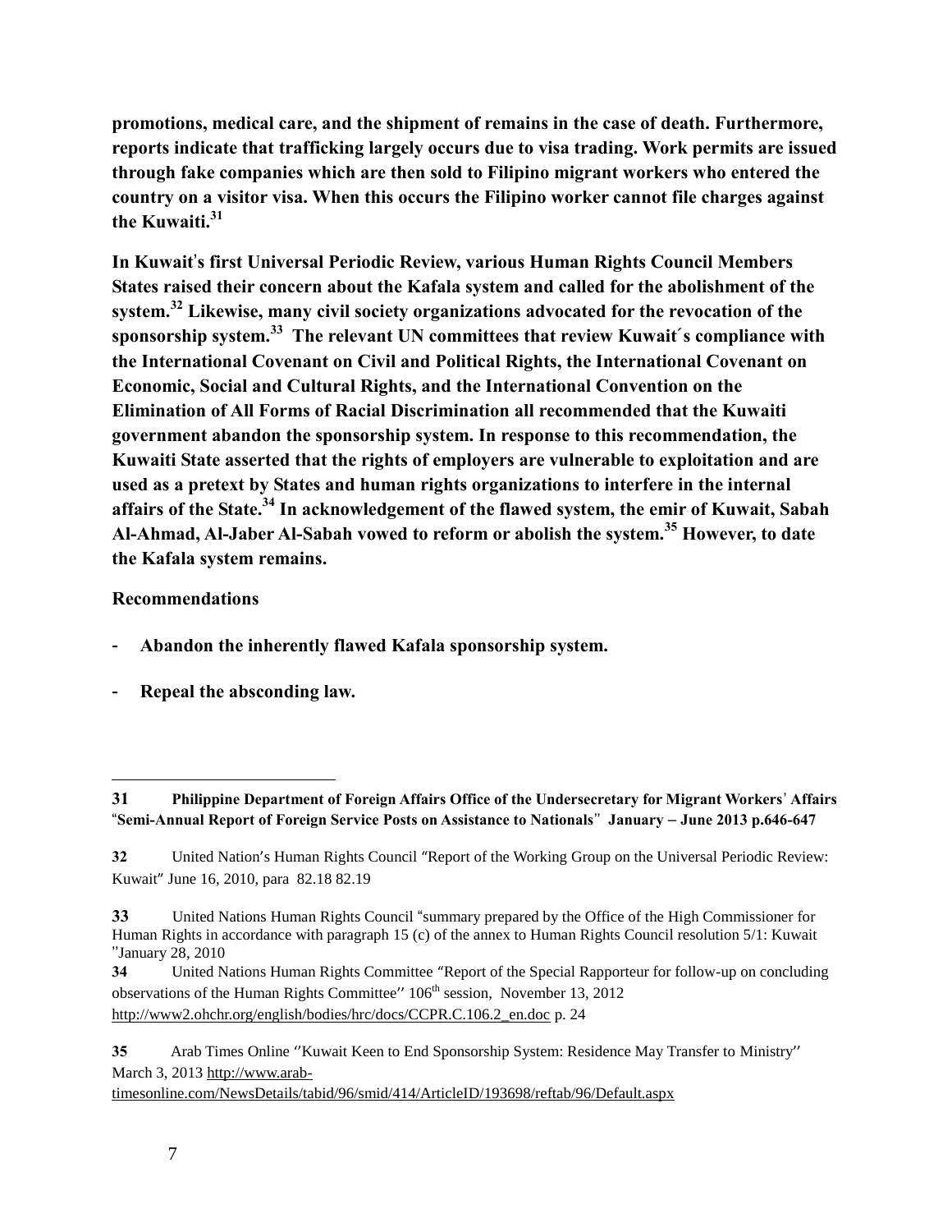**promotions, medical care, and the shipment of remains in the case of death. Furthermore, reports indicate that trafficking largely occurs due to visa trading. Work permits are issued through fake companies which are then sold to Filipino migrant workers who entered the country on a visitor visa. When this occurs the Filipino worker cannot file charges against the Kuwaiti.[31]**

**In Kuwait's first Universal Periodic Review, various Human Rights Council Members States raised their concern about the Kafala system and called for the abolishment of the system.[32] Likewise, many civil society organizations advocated for the revocation of the sponsorship system.[33] The relevant UN committees that review Kuwait´s compliance with the International Covenant on Civil and Political Rights, the International Covenant on Economic, Social and Cultural Rights, and the International Convention on the Elimination of All Forms of Racial Discrimination all recommended that the Kuwaiti government abandon the sponsorship system. In response to this recommendation, the Kuwaiti State asserted that the rights of employers are vulnerable to exploitation and are used as a pretext by States and human rights organizations to interfere in the internal affairs of the State.[34] In acknowledgement of the flawed system, the emir of Kuwait, Sabah Al-Ahmad, Al-Jaber Al-Sabah vowed to reform or abolish the system.[35] However, to date the Kafala system remains.**

**Recommendations**

- **Abandon the inherently flawed Kafala sponsorship system.**
- **Repeal the absconding law.**

---

**31 Philippine Department of Foreign Affairs Office of the Undersecretary for Migrant Workers' Affairs "Semi-Annual Report of Foreign Service Posts on Assistance to Nationals" January – June 2013 p.646-647**

32 United Nation's Human Rights Council "Report of the Working Group on the Universal Periodic Review: Kuwait" June 16, 2010, para 82.18 82.19

33 United Nations Human Rights Council "summary prepared by the Office of the High Commissioner for Human Rights in accordance with paragraph 15 (c) of the annex to Human Rights Council resolution 5/1: Kuwait "January 28, 2010

34 United Nations Human Rights Committee "Report of the Special Rapporteur for follow-up on concluding observations of the Human Rights Committee" 106th session, November 13, 2012 http://www2.ohchr.org/english/bodies/hrc/docs/CCPR.C.106.2_en.doc p. 24

35 Arab Times Online "Kuwait Keen to End Sponsorship System: Residence May Transfer to Ministry" March 3, 2013 http://www.arab-timesonline.com/NewsDetails/tabid/96/smid/414/ArticleID/193698/reftab/96/Default.aspx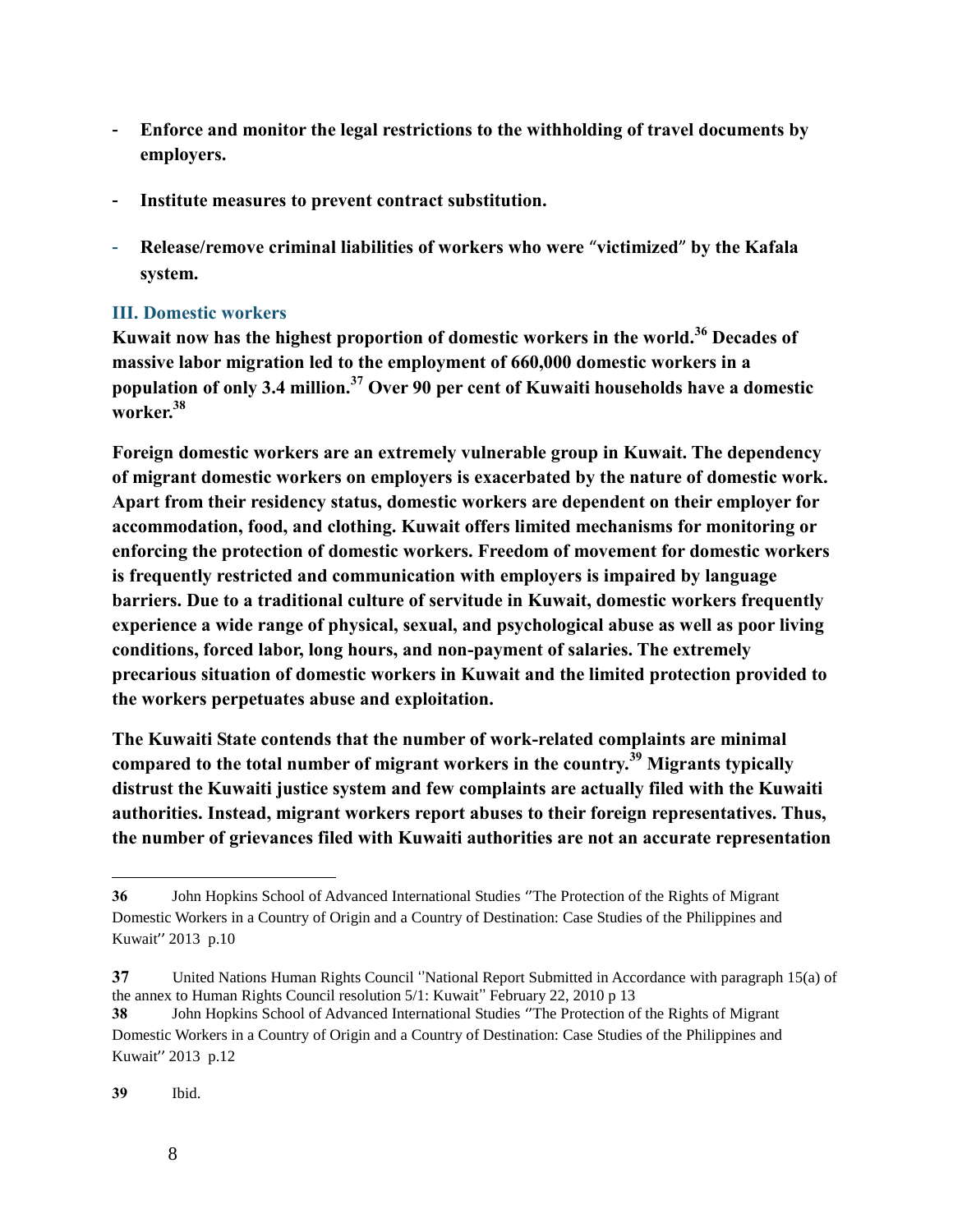- **Enforce and monitor the legal restrictions to the withholding of travel documents by employers.**

- **Institute measures to prevent contract substitution.**

- **Release/remove criminal liabilities of workers who were "victimized" by the Kafala system.**

### III. Domestic workers

**Kuwait now has the highest proportion of domestic workers in the world.[36] Decades of massive labor migration led to the employment of 660,000 domestic workers in a population of only 3.4 million.[37] Over 90 per cent of Kuwaiti households have a domestic worker.[38]**

**Foreign domestic workers are an extremely vulnerable group in Kuwait. The dependency of migrant domestic workers on employers is exacerbated by the nature of domestic work. Apart from their residency status, domestic workers are dependent on their employer for accommodation, food, and clothing. Kuwait offers limited mechanisms for monitoring or enforcing the protection of domestic workers. Freedom of movement for domestic workers is frequently restricted and communication with employers is impaired by language barriers. Due to a traditional culture of servitude in Kuwait, domestic workers frequently experience a wide range of physical, sexual, and psychological abuse as well as poor living conditions, forced labor, long hours, and non-payment of salaries. The extremely precarious situation of domestic workers in Kuwait and the limited protection provided to the workers perpetuates abuse and exploitation.**

**The Kuwaiti State contends that the number of work-related complaints are minimal compared to the total number of migrant workers in the country.[39] Migrants typically distrust the Kuwaiti justice system and few complaints are actually filed with the Kuwaiti authorities. Instead, migrant workers report abuses to their foreign representatives. Thus, the number of grievances filed with Kuwaiti authorities are not an accurate representation**

---

**36** John Hopkins School of Advanced International Studies "The Protection of the Rights of Migrant Domestic Workers in a Country of Origin and a Country of Destination: Case Studies of the Philippines and Kuwait" 2013 p.10

**37** United Nations Human Rights Council "National Report Submitted in Accordance with paragraph 15(a) of the annex to Human Rights Council resolution 5/1: Kuwait" February 22, 2010 p 13

**38** John Hopkins School of Advanced International Studies "The Protection of the Rights of Migrant Domestic Workers in a Country of Origin and a Country of Destination: Case Studies of the Philippines and Kuwait" 2013 p.12

**39** Ibid.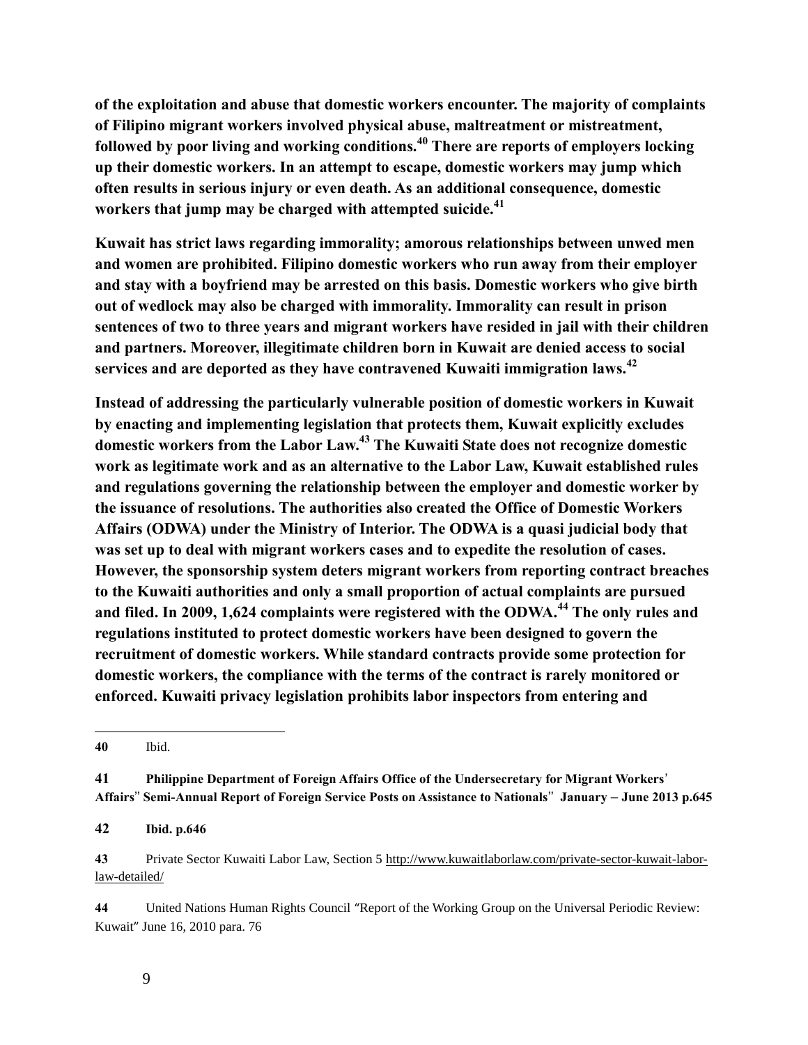**of the exploitation and abuse that domestic workers encounter. The majority of complaints of Filipino migrant workers involved physical abuse, maltreatment or mistreatment, followed by poor living and working conditions.[40] There are reports of employers locking up their domestic workers. In an attempt to escape, domestic workers may jump which often results in serious injury or even death. As an additional consequence, domestic workers that jump may be charged with attempted suicide.[41]**

**Kuwait has strict laws regarding immorality; amorous relationships between unwed men and women are prohibited. Filipino domestic workers who run away from their employer and stay with a boyfriend may be arrested on this basis. Domestic workers who give birth out of wedlock may also be charged with immorality. Immorality can result in prison sentences of two to three years and migrant workers have resided in jail with their children and partners. Moreover, illegitimate children born in Kuwait are denied access to social services and are deported as they have contravened Kuwaiti immigration laws.[42]**

**Instead of addressing the particularly vulnerable position of domestic workers in Kuwait by enacting and implementing legislation that protects them, Kuwait explicitly excludes domestic workers from the Labor Law.[43] The Kuwaiti State does not recognize domestic work as legitimate work and as an alternative to the Labor Law, Kuwait established rules and regulations governing the relationship between the employer and domestic worker by the issuance of resolutions. The authorities also created the Office of Domestic Workers Affairs (ODWA) under the Ministry of Interior. The ODWA is a quasi judicial body that was set up to deal with migrant workers cases and to expedite the resolution of cases. However, the sponsorship system deters migrant workers from reporting contract breaches to the Kuwaiti authorities and only a small proportion of actual complaints are pursued and filed. In 2009, 1,624 complaints were registered with the ODWA.[44] The only rules and regulations instituted to protect domestic workers have been designed to govern the recruitment of domestic workers. While standard contracts provide some protection for domestic workers, the compliance with the terms of the contract is rarely monitored or enforced. Kuwaiti privacy legislation prohibits labor inspectors from entering and**

---

**40** Ibid.

**41 Philippine Department of Foreign Affairs Office of the Undersecretary for Migrant Workers' Affairs" Semi-Annual Report of Foreign Service Posts on Assistance to Nationals" January – June 2013 p.645**

**42 Ibid. p.646**

**43** Private Sector Kuwaiti Labor Law, Section 5 http://www.kuwaitlaborlaw.com/private-sector-kuwait-labor-law-detailed/

**44** United Nations Human Rights Council "Report of the Working Group on the Universal Periodic Review: Kuwait" June 16, 2010 para. 76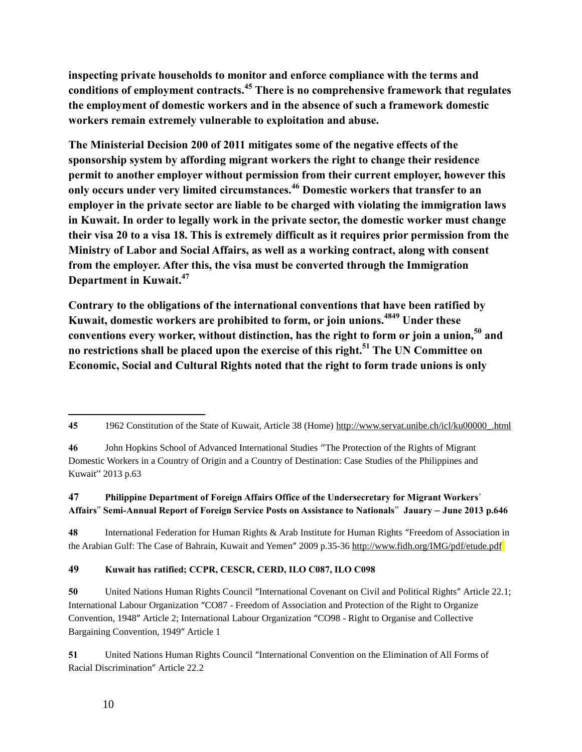**inspecting private households to monitor and enforce compliance with the terms and conditions of employment contracts.[45] There is no comprehensive framework that regulates the employment of domestic workers and in the absence of such a framework domestic workers remain extremely vulnerable to exploitation and abuse.**

**The Ministerial Decision 200 of 2011 mitigates some of the negative effects of the sponsorship system by affording migrant workers the right to change their residence permit to another employer without permission from their current employer, however this only occurs under very limited circumstances.[46] Domestic workers that transfer to an employer in the private sector are liable to be charged with violating the immigration laws in Kuwait. In order to legally work in the private sector, the domestic worker must change their visa 20 to a visa 18. This is extremely difficult as it requires prior permission from the Ministry of Labor and Social Affairs, as well as a working contract, along with consent from the employer. After this, the visa must be converted through the Immigration Department in Kuwait.[47]**

**Contrary to the obligations of the international conventions that have been ratified by Kuwait, domestic workers are prohibited to form, or join unions.[48][49] Under these conventions every worker, without distinction, has the right to form or join a union,[50] and no restrictions shall be placed upon the exercise of this right.[51] The UN Committee on Economic, Social and Cultural Rights noted that the right to form trade unions is only**

---

**45** 1962 Constitution of the State of Kuwait, Article 38 (Home) http://www.servat.unibe.ch/icl/ku00000_.html

**46** John Hopkins School of Advanced International Studies ''The Protection of the Rights of Migrant Domestic Workers in a Country of Origin and a Country of Destination: Case Studies of the Philippines and Kuwait'' 2013 p.63

**47 Philippine Department of Foreign Affairs Office of the Undersecretary for Migrant Workers' Affairs" Semi-Annual Report of Foreign Service Posts on Assistance to Nationals" Jauary – June 2013 p.646**

**48** International Federation for Human Rights & Arab Institute for Human Rights "Freedom of Association in the Arabian Gulf: The Case of Bahrain, Kuwait and Yemen" 2009 p.35-36 http://www.fidh.org/IMG/pdf/etude.pdf

**49 Kuwait has ratified; CCPR, CESCR, CERD, ILO C087, ILO C098**

**50** United Nations Human Rights Council "International Covenant on Civil and Political Rights" Article 22.1; International Labour Organization "CO87 - Freedom of Association and Protection of the Right to Organize Convention, 1948" Article 2; International Labour Organization "CO98 - Right to Organise and Collective Bargaining Convention, 1949" Article 1

**51** United Nations Human Rights Council "International Convention on the Elimination of All Forms of Racial Discrimination" Article 22.2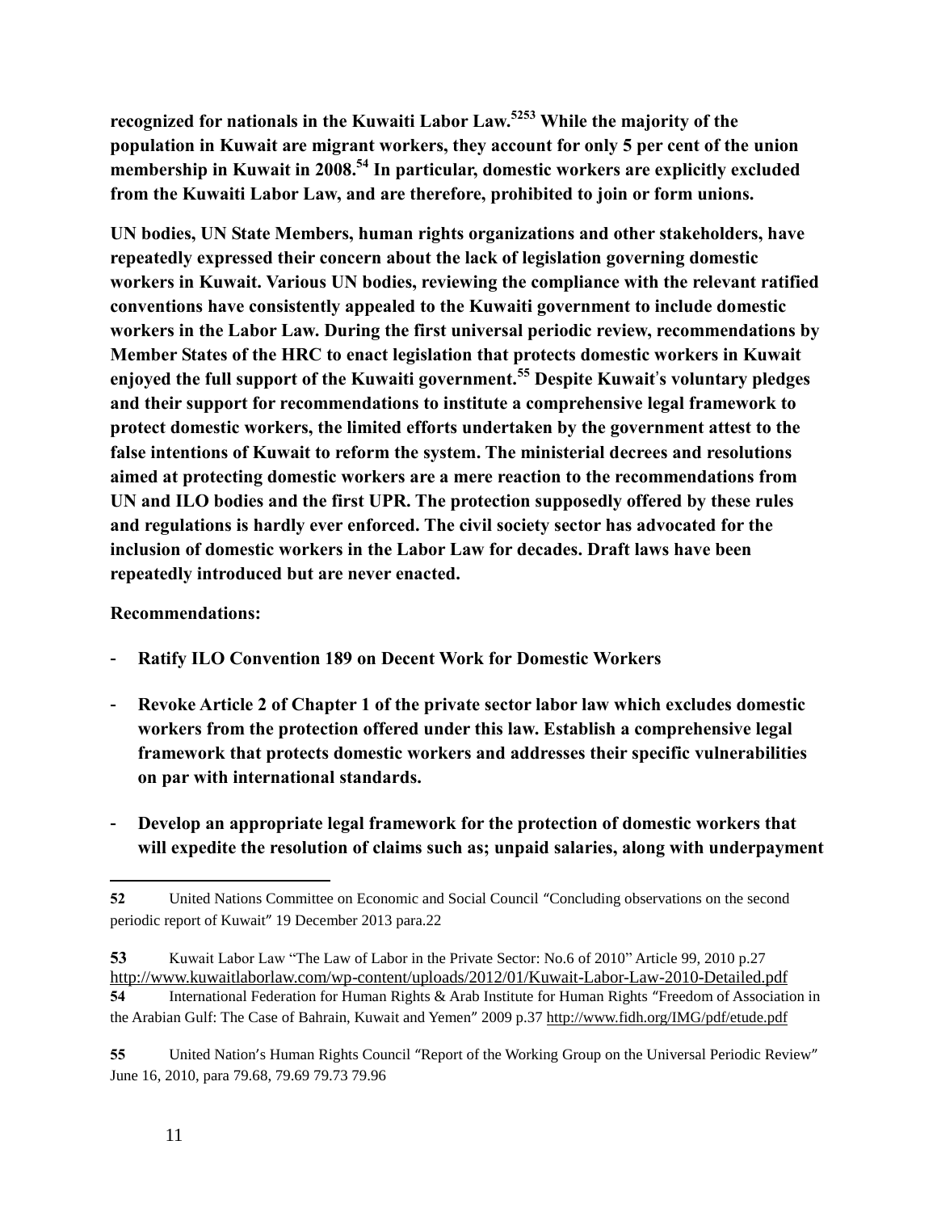**recognized for nationals in the Kuwaiti Labor Law.[52][53] While the majority of the population in Kuwait are migrant workers, they account for only 5 per cent of the union membership in Kuwait in 2008.[54] In particular, domestic workers are explicitly excluded from the Kuwaiti Labor Law, and are therefore, prohibited to join or form unions.**

**UN bodies, UN State Members, human rights organizations and other stakeholders, have repeatedly expressed their concern about the lack of legislation governing domestic workers in Kuwait. Various UN bodies, reviewing the compliance with the relevant ratified conventions have consistently appealed to the Kuwaiti government to include domestic workers in the Labor Law. During the first universal periodic review, recommendations by Member States of the HRC to enact legislation that protects domestic workers in Kuwait enjoyed the full support of the Kuwaiti government.[55] Despite Kuwait's voluntary pledges and their support for recommendations to institute a comprehensive legal framework to protect domestic workers, the limited efforts undertaken by the government attest to the false intentions of Kuwait to reform the system. The ministerial decrees and resolutions aimed at protecting domestic workers are a mere reaction to the recommendations from UN and ILO bodies and the first UPR. The protection supposedly offered by these rules and regulations is hardly ever enforced. The civil society sector has advocated for the inclusion of domestic workers in the Labor Law for decades. Draft laws have been repeatedly introduced but are never enacted.**

**Recommendations:**

- **Ratify ILO Convention 189 on Decent Work for Domestic Workers**
- **Revoke Article 2 of Chapter 1 of the private sector labor law which excludes domestic workers from the protection offered under this law. Establish a comprehensive legal framework that protects domestic workers and addresses their specific vulnerabilities on par with international standards.**
- **Develop an appropriate legal framework for the protection of domestic workers that will expedite the resolution of claims such as; unpaid salaries, along with underpayment**

---

**52** United Nations Committee on Economic and Social Council "Concluding observations on the second periodic report of Kuwait" 19 December 2013 para.22

**53** Kuwait Labor Law "The Law of Labor in the Private Sector: No.6 of 2010" Article 99, 2010 p.27 http://www.kuwaitlaborlaw.com/wp-content/uploads/2012/01/Kuwait-Labor-Law-2010-Detailed.pdf

**54** International Federation for Human Rights & Arab Institute for Human Rights "Freedom of Association in the Arabian Gulf: The Case of Bahrain, Kuwait and Yemen" 2009 p.37 http://www.fidh.org/IMG/pdf/etude.pdf

**55** United Nation's Human Rights Council "Report of the Working Group on the Universal Periodic Review" June 16, 2010, para 79.68, 79.69 79.73 79.96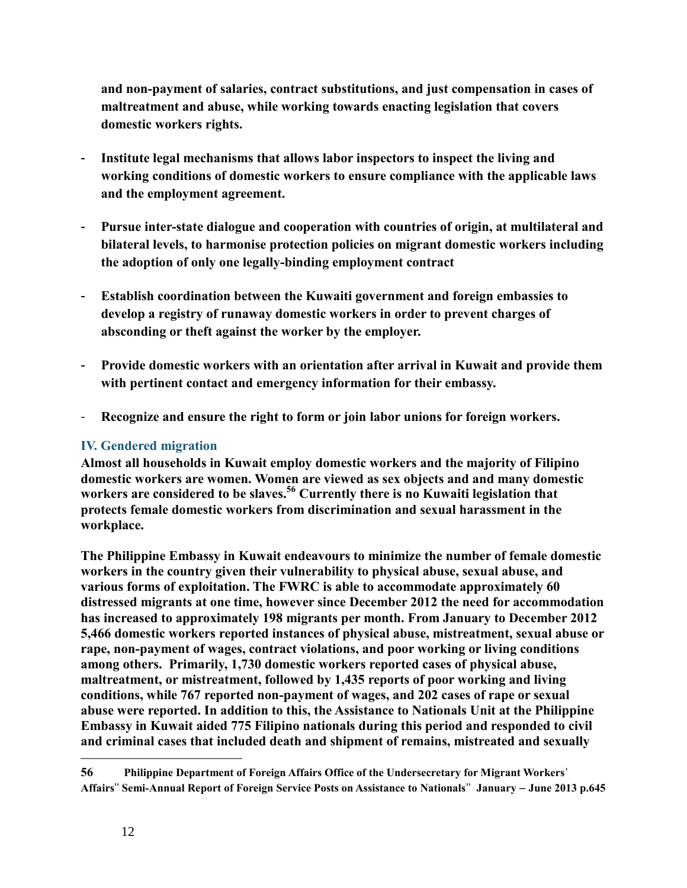**and non-payment of salaries, contract substitutions, and just compensation in cases of maltreatment and abuse, while working towards enacting legislation that covers domestic workers rights.**

- **Institute legal mechanisms that allows labor inspectors to inspect the living and working conditions of domestic workers to ensure compliance with the applicable laws and the employment agreement.**
- **Pursue inter-state dialogue and cooperation with countries of origin, at multilateral and bilateral levels, to harmonise protection policies on migrant domestic workers including the adoption of only one legally-binding employment contract**
- **Establish coordination between the Kuwaiti government and foreign embassies to develop a registry of runaway domestic workers in order to prevent charges of absconding or theft against the worker by the employer.**
- **Provide domestic workers with an orientation after arrival in Kuwait and provide them with pertinent contact and emergency information for their embassy.**
- **Recognize and ensure the right to form or join labor unions for foreign workers.**

## IV. Gendered migration

**Almost all households in Kuwait employ domestic workers and the majority of Filipino domestic workers are women. Women are viewed as sex objects and and many domestic workers are considered to be slaves.[56] Currently there is no Kuwaiti legislation that protects female domestic workers from discrimination and sexual harassment in the workplace.**

**The Philippine Embassy in Kuwait endeavours to minimize the number of female domestic workers in the country given their vulnerability to physical abuse, sexual abuse, and various forms of exploitation. The FWRC is able to accommodate approximately 60 distressed migrants at one time, however since December 2012 the need for accommodation has increased to approximately 198 migrants per month. From January to December 2012 5,466 domestic workers reported instances of physical abuse, mistreatment, sexual abuse or rape, non-payment of wages, contract violations, and poor working or living conditions among others. Primarily, 1,730 domestic workers reported cases of physical abuse, maltreatment, or mistreatment, followed by 1,435 reports of poor working and living conditions, while 767 reported non-payment of wages, and 202 cases of rape or sexual abuse were reported. In addition to this, the Assistance to Nationals Unit at the Philippine Embassy in Kuwait aided 775 Filipino nationals during this period and responded to civil and criminal cases that included death and shipment of remains, mistreated and sexually**

---

**56 Philippine Department of Foreign Affairs Office of the Undersecretary for Migrant Workers' Affairs" Semi-Annual Report of Foreign Service Posts on Assistance to Nationals" January – June 2013 p.645**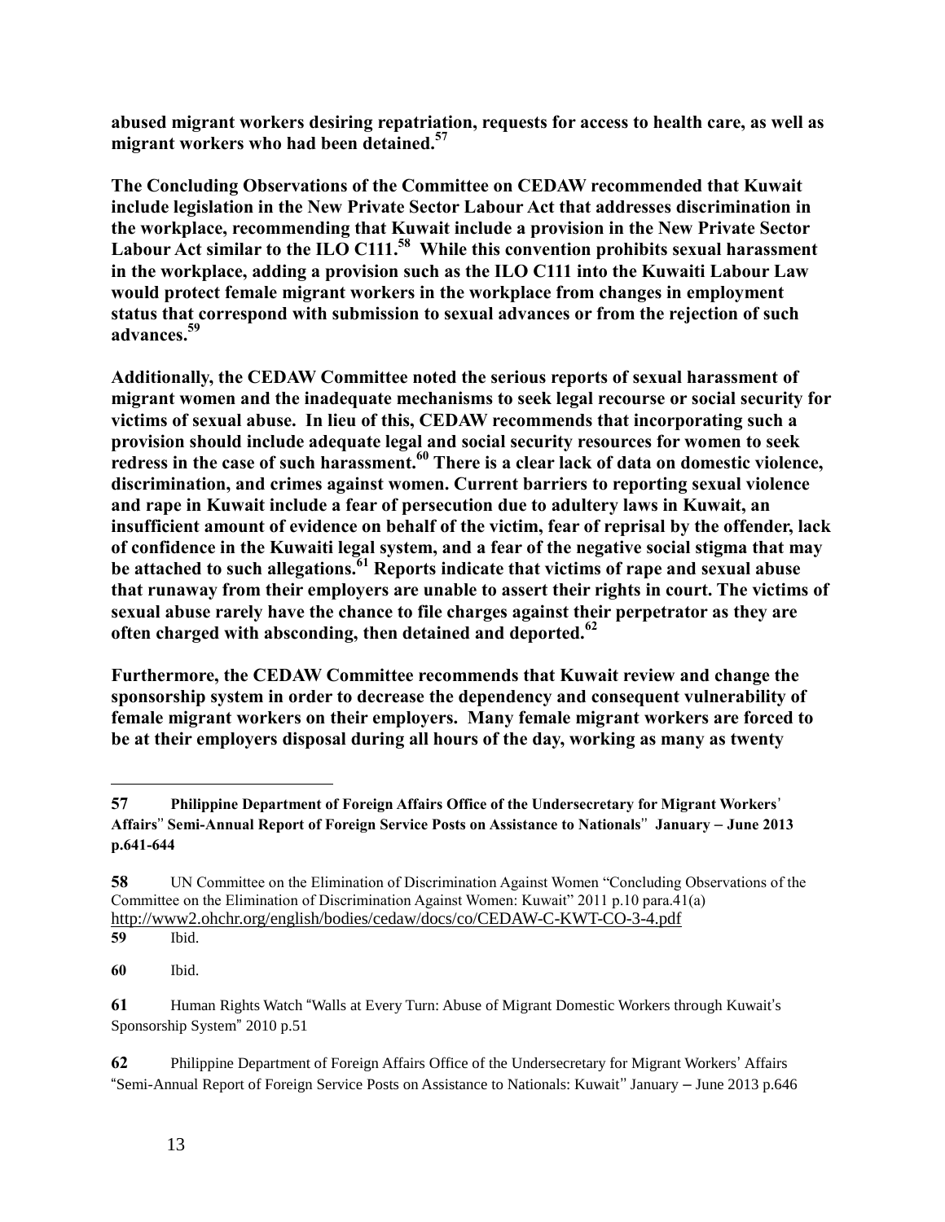**abused migrant workers desiring repatriation, requests for access to health care, as well as migrant workers who had been detained.[57]**

**The Concluding Observations of the Committee on CEDAW recommended that Kuwait include legislation in the New Private Sector Labour Act that addresses discrimination in the workplace, recommending that Kuwait include a provision in the New Private Sector Labour Act similar to the ILO C111.[58] While this convention prohibits sexual harassment in the workplace, adding a provision such as the ILO C111 into the Kuwaiti Labour Law would protect female migrant workers in the workplace from changes in employment status that correspond with submission to sexual advances or from the rejection of such advances.[59]**

**Additionally, the CEDAW Committee noted the serious reports of sexual harassment of migrant women and the inadequate mechanisms to seek legal recourse or social security for victims of sexual abuse. In lieu of this, CEDAW recommends that incorporating such a provision should include adequate legal and social security resources for women to seek redress in the case of such harassment.[60] There is a clear lack of data on domestic violence, discrimination, and crimes against women. Current barriers to reporting sexual violence and rape in Kuwait include a fear of persecution due to adultery laws in Kuwait, an insufficient amount of evidence on behalf of the victim, fear of reprisal by the offender, lack of confidence in the Kuwaiti legal system, and a fear of the negative social stigma that may be attached to such allegations.[61] Reports indicate that victims of rape and sexual abuse that runaway from their employers are unable to assert their rights in court. The victims of sexual abuse rarely have the chance to file charges against their perpetrator as they are often charged with absconding, then detained and deported.[62]**

**Furthermore, the CEDAW Committee recommends that Kuwait review and change the sponsorship system in order to decrease the dependency and consequent vulnerability of female migrant workers on their employers. Many female migrant workers are forced to be at their employers disposal during all hours of the day, working as many as twenty**

---

**57** **Philippine Department of Foreign Affairs Office of the Undersecretary for Migrant Workers' Affairs" Semi-Annual Report of Foreign Service Posts on Assistance to Nationals" January – June 2013 p.641-644**

**58** UN Committee on the Elimination of Discrimination Against Women "Concluding Observations of the Committee on the Elimination of Discrimination Against Women: Kuwait" 2011 p.10 para.41(a) http://www2.ohchr.org/english/bodies/cedaw/docs/co/CEDAW-C-KWT-CO-3-4.pdf

**59** Ibid.

**60** Ibid.

**61** Human Rights Watch "Walls at Every Turn: Abuse of Migrant Domestic Workers through Kuwait's Sponsorship System" 2010 p.51

**62** Philippine Department of Foreign Affairs Office of the Undersecretary for Migrant Workers' Affairs "Semi-Annual Report of Foreign Service Posts on Assistance to Nationals: Kuwait" January – June 2013 p.646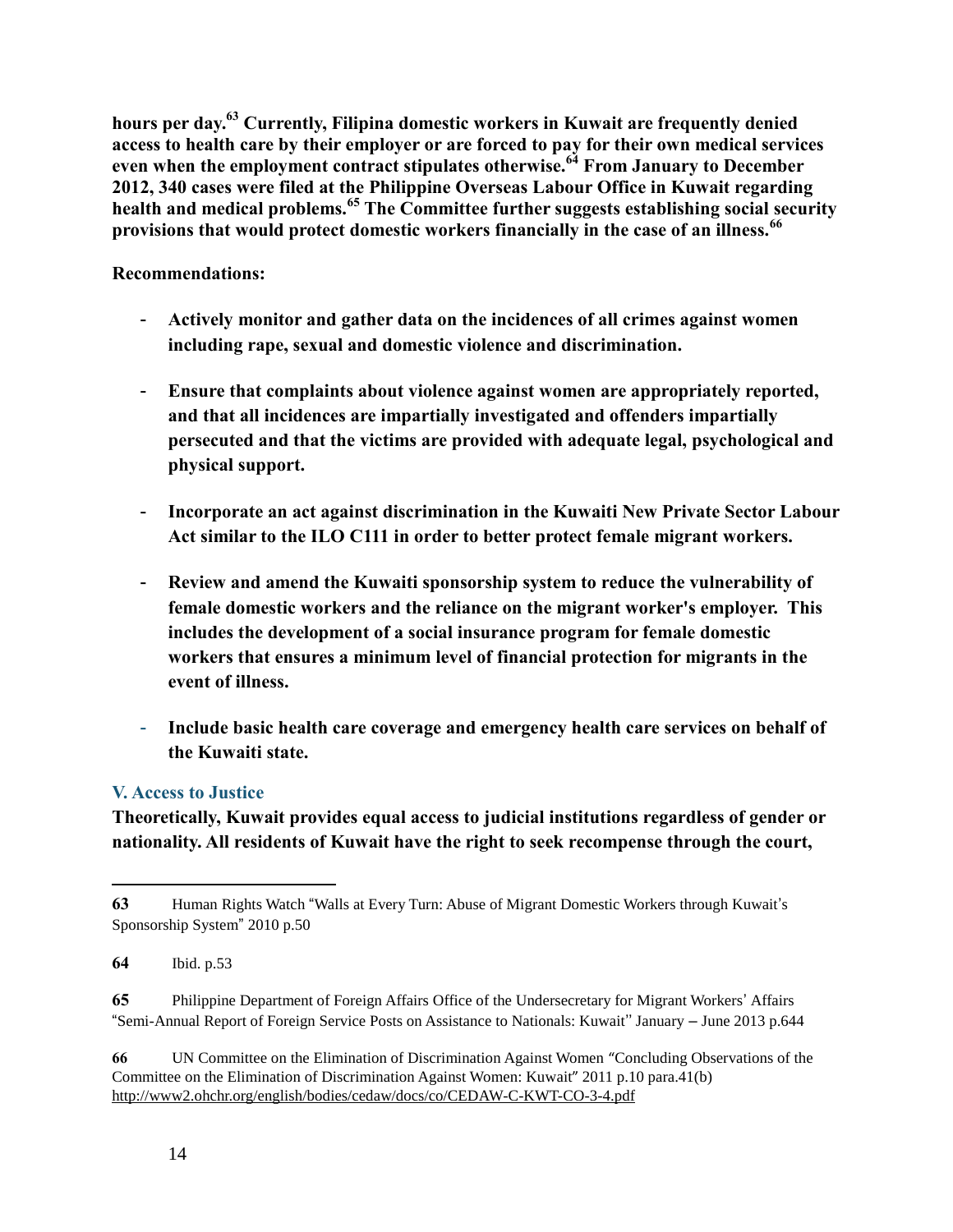**hours per day.[63] Currently, Filipina domestic workers in Kuwait are frequently denied access to health care by their employer or are forced to pay for their own medical services even when the employment contract stipulates otherwise.[64] From January to December 2012, 340 cases were filed at the Philippine Overseas Labour Office in Kuwait regarding health and medical problems.[65] The Committee further suggests establishing social security provisions that would protect domestic workers financially in the case of an illness.[66]**

**Recommendations:**

- **Actively monitor and gather data on the incidences of all crimes against women including rape, sexual and domestic violence and discrimination.**
- **Ensure that complaints about violence against women are appropriately reported, and that all incidences are impartially investigated and offenders impartially persecuted and that the victims are provided with adequate legal, psychological and physical support.**
- **Incorporate an act against discrimination in the Kuwaiti New Private Sector Labour Act similar to the ILO C111 in order to better protect female migrant workers.**
- **Review and amend the Kuwaiti sponsorship system to reduce the vulnerability of female domestic workers and the reliance on the migrant worker's employer. This includes the development of a social insurance program for female domestic workers that ensures a minimum level of financial protection for migrants in the event of illness.**
- **Include basic health care coverage and emergency health care services on behalf of the Kuwaiti state.**

## V. Access to Justice

**Theoretically, Kuwait provides equal access to judicial institutions regardless of gender or nationality. All residents of Kuwait have the right to seek recompense through the court,**

---

**63** Human Rights Watch "Walls at Every Turn: Abuse of Migrant Domestic Workers through Kuwait's Sponsorship System" 2010 p.50

**64** Ibid. p.53

**65** Philippine Department of Foreign Affairs Office of the Undersecretary for Migrant Workers' Affairs "Semi-Annual Report of Foreign Service Posts on Assistance to Nationals: Kuwait" January – June 2013 p.644

**66** UN Committee on the Elimination of Discrimination Against Women "Concluding Observations of the Committee on the Elimination of Discrimination Against Women: Kuwait" 2011 p.10 para.41(b) http://www2.ohchr.org/english/bodies/cedaw/docs/co/CEDAW-C-KWT-CO-3-4.pdf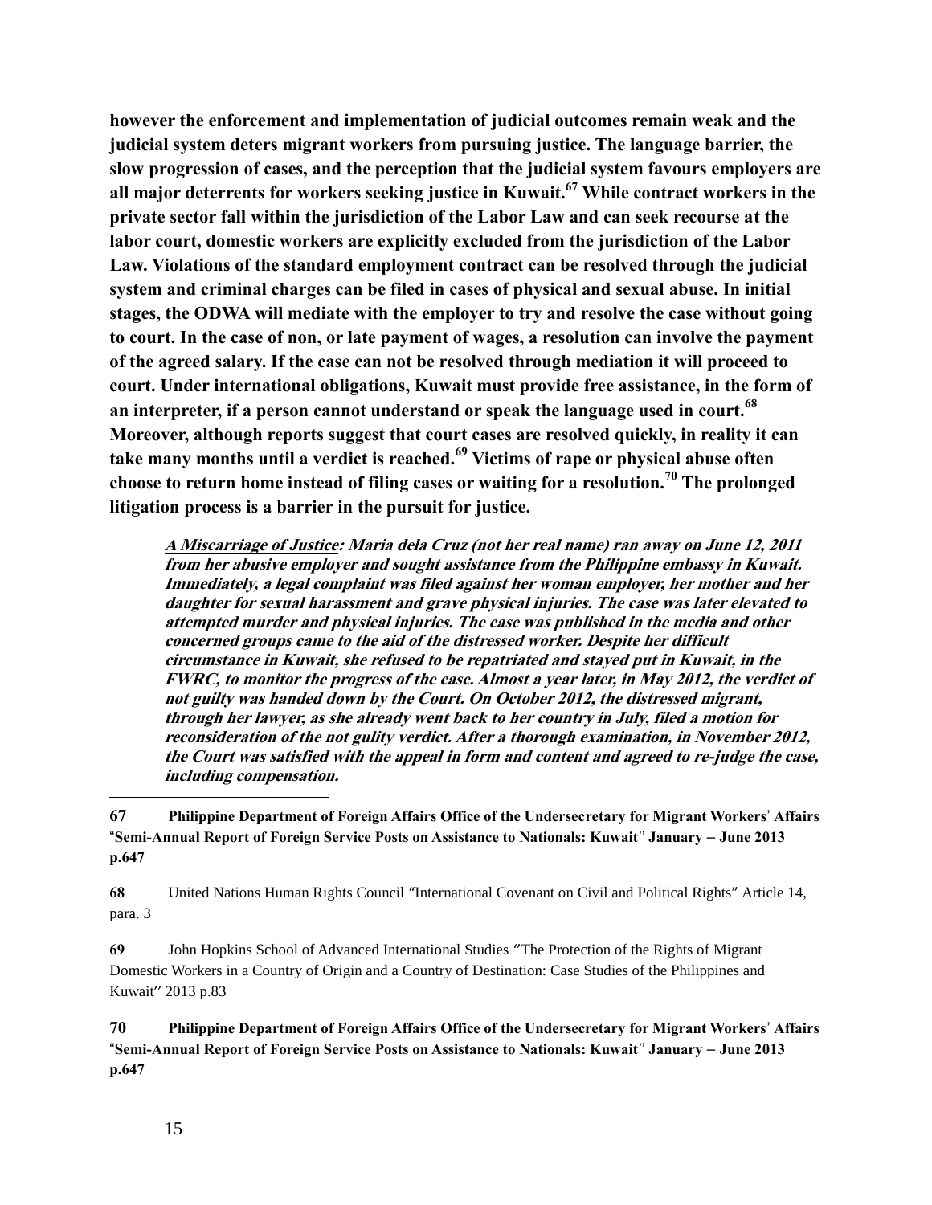**however the enforcement and implementation of judicial outcomes remain weak and the judicial system deters migrant workers from pursuing justice. The language barrier, the slow progression of cases, and the perception that the judicial system favours employers are all major deterrents for workers seeking justice in Kuwait.[67] While contract workers in the private sector fall within the jurisdiction of the Labor Law and can seek recourse at the labor court, domestic workers are explicitly excluded from the jurisdiction of the Labor Law. Violations of the standard employment contract can be resolved through the judicial system and criminal charges can be filed in cases of physical and sexual abuse. In initial stages, the ODWA will mediate with the employer to try and resolve the case without going to court. In the case of non, or late payment of wages, a resolution can involve the payment of the agreed salary. If the case can not be resolved through mediation it will proceed to court. Under international obligations, Kuwait must provide free assistance, in the form of an interpreter, if a person cannot understand or speak the language used in court.[68] Moreover, although reports suggest that court cases are resolved quickly, in reality it can take many months until a verdict is reached.[69] Victims of rape or physical abuse often choose to return home instead of filing cases or waiting for a resolution.[70] The prolonged litigation process is a barrier in the pursuit for justice.**

> ***A Miscarriage of Justice*****: *Maria dela Cruz (not her real name) ran away on June 12, 2011 from her abusive employer and sought assistance from the Philippine embassy in Kuwait. Immediately, a legal complaint was filed against her woman employer, her mother and her daughter for sexual harassment and grave physical injuries. The case was later elevated to attempted murder and physical injuries. The case was published in the media and other concerned groups came to the aid of the distressed worker. Despite her difficult circumstance in Kuwait, she refused to be repatriated and stayed put in Kuwait, in the FWRC, to monitor the progress of the case. Almost a year later, in May 2012, the verdict of not guilty was handed down by the Court. On October 2012, the distressed migrant, through her lawyer, as she already went back to her country in July, filed a motion for reconsideration of the not gulity verdict. After a thorough examination, in November 2012, the Court was satisfied with the appeal in form and content and agreed to re-judge the case, including compensation.***

---

**67 Philippine Department of Foreign Affairs Office of the Undersecretary for Migrant Workers' Affairs "Semi-Annual Report of Foreign Service Posts on Assistance to Nationals: Kuwait" January – June 2013 p.647**

**68** United Nations Human Rights Council "International Covenant on Civil and Political Rights" Article 14, para. 3

**69** John Hopkins School of Advanced International Studies "The Protection of the Rights of Migrant Domestic Workers in a Country of Origin and a Country of Destination: Case Studies of the Philippines and Kuwait" 2013 p.83

**70 Philippine Department of Foreign Affairs Office of the Undersecretary for Migrant Workers' Affairs "Semi-Annual Report of Foreign Service Posts on Assistance to Nationals: Kuwait" January – June 2013 p.647**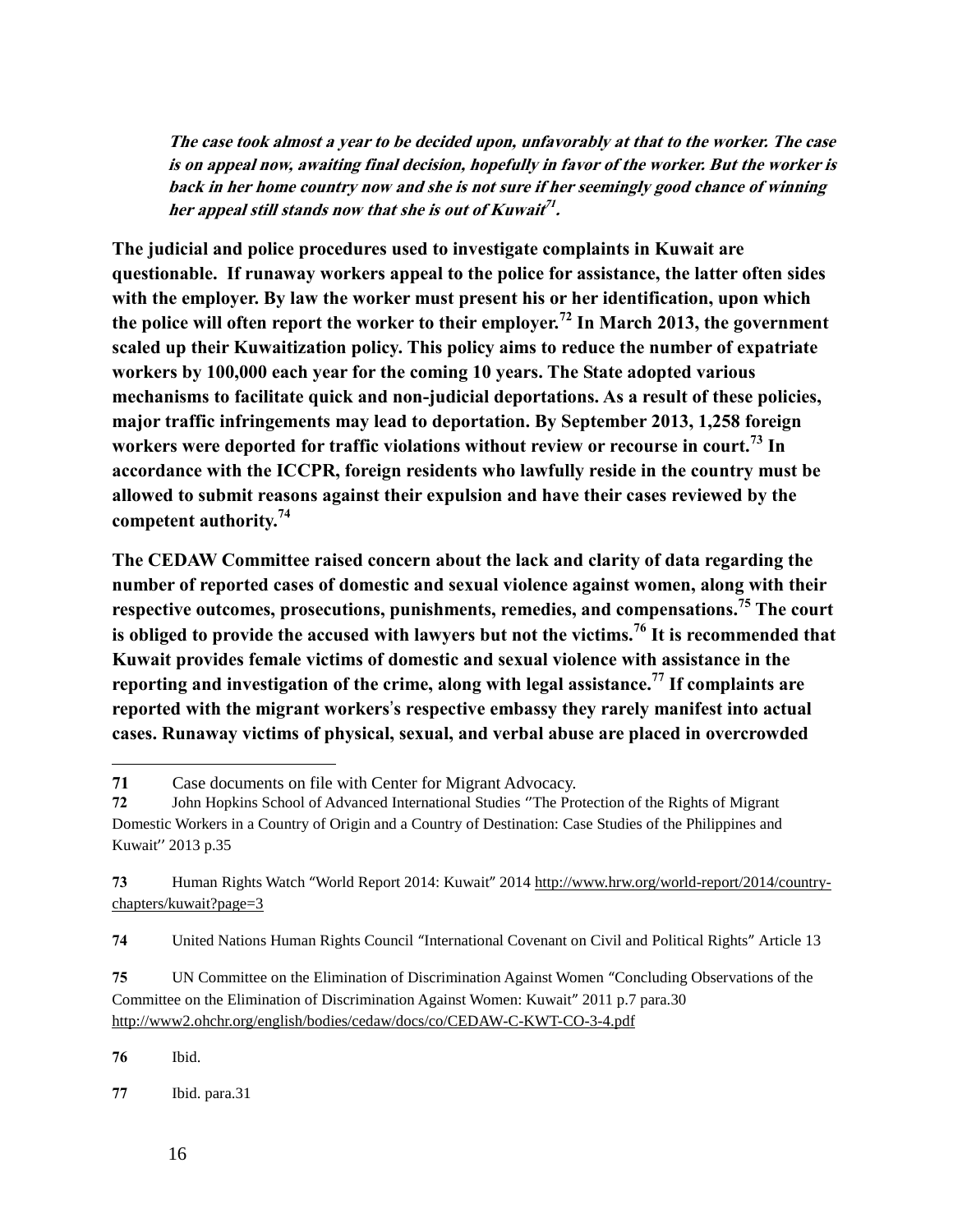***The case took almost a year to be decided upon, unfavorably at that to the worker. The case is on appeal now, awaiting final decision, hopefully in favor of the worker. But the worker is back in her home country now and she is not sure if her seemingly good chance of winning her appeal still stands now that she is out of Kuwait[71].***

**The judicial and police procedures used to investigate complaints in Kuwait are questionable. If runaway workers appeal to the police for assistance, the latter often sides with the employer. By law the worker must present his or her identification, upon which the police will often report the worker to their employer.[72] In March 2013, the government scaled up their Kuwaitization policy. This policy aims to reduce the number of expatriate workers by 100,000 each year for the coming 10 years. The State adopted various mechanisms to facilitate quick and non-judicial deportations. As a result of these policies, major traffic infringements may lead to deportation. By September 2013, 1,258 foreign workers were deported for traffic violations without review or recourse in court.[73] In accordance with the ICCPR, foreign residents who lawfully reside in the country must be allowed to submit reasons against their expulsion and have their cases reviewed by the competent authority.[74]**

**The CEDAW Committee raised concern about the lack and clarity of data regarding the number of reported cases of domestic and sexual violence against women, along with their respective outcomes, prosecutions, punishments, remedies, and compensations.[75] The court is obliged to provide the accused with lawyers but not the victims.[76] It is recommended that Kuwait provides female victims of domestic and sexual violence with assistance in the reporting and investigation of the crime, along with legal assistance.[77] If complaints are reported with the migrant workers's respective embassy they rarely manifest into actual cases. Runaway victims of physical, sexual, and verbal abuse are placed in overcrowded**

---

**71** Case documents on file with Center for Migrant Advocacy.

**72** John Hopkins School of Advanced International Studies "The Protection of the Rights of Migrant Domestic Workers in a Country of Origin and a Country of Destination: Case Studies of the Philippines and Kuwait" 2013 p.35

**73** Human Rights Watch "World Report 2014: Kuwait" 2014 http://www.hrw.org/world-report/2014/country-chapters/kuwait?page=3

**74** United Nations Human Rights Council "International Covenant on Civil and Political Rights" Article 13

**75** UN Committee on the Elimination of Discrimination Against Women "Concluding Observations of the Committee on the Elimination of Discrimination Against Women: Kuwait" 2011 p.7 para.30 http://www2.ohchr.org/english/bodies/cedaw/docs/co/CEDAW-C-KWT-CO-3-4.pdf

**76** Ibid.

**77** Ibid. para.31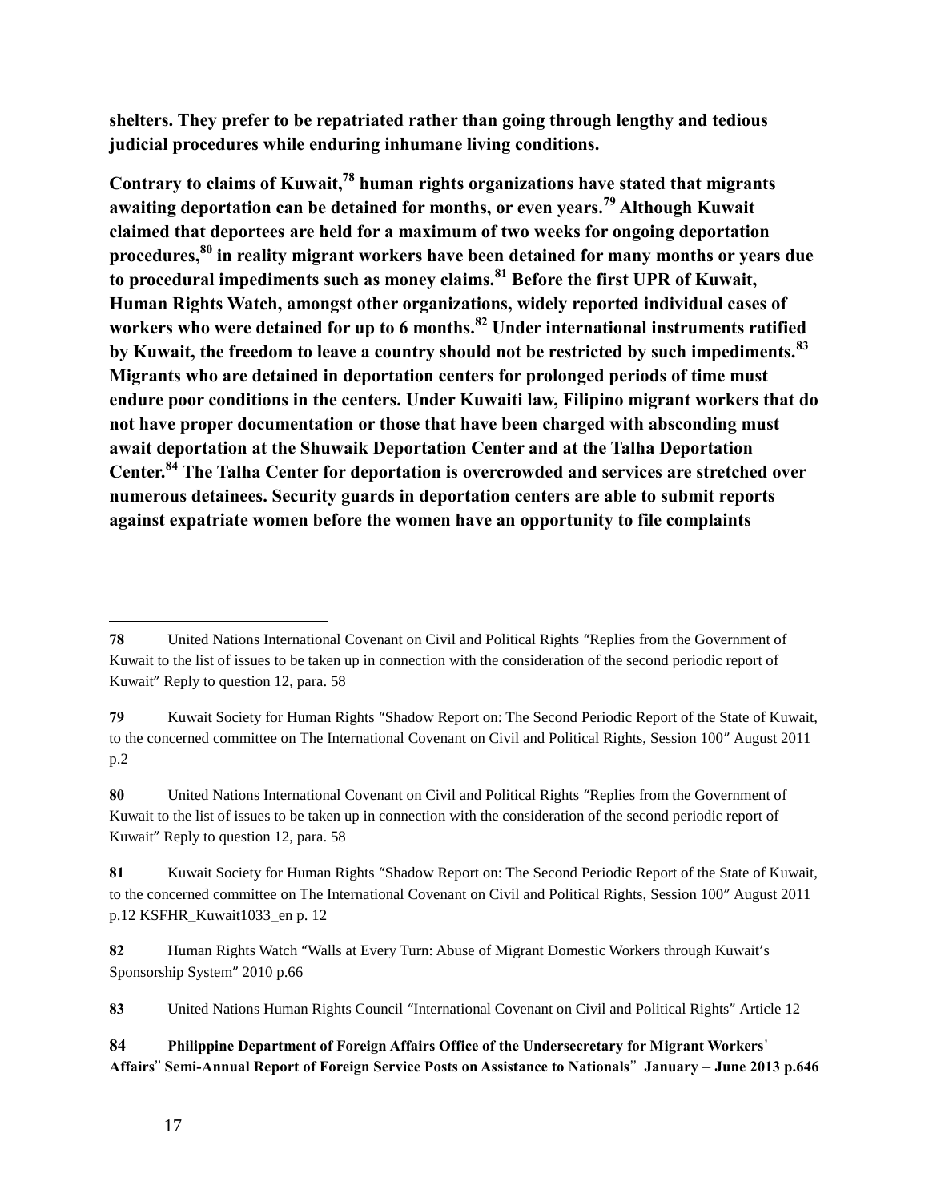**shelters. They prefer to be repatriated rather than going through lengthy and tedious judicial procedures while enduring inhumane living conditions.**

**Contrary to claims of Kuwait,[78] human rights organizations have stated that migrants awaiting deportation can be detained for months, or even years.[79] Although Kuwait claimed that deportees are held for a maximum of two weeks for ongoing deportation procedures,[80] in reality migrant workers have been detained for many months or years due to procedural impediments such as money claims.[81] Before the first UPR of Kuwait, Human Rights Watch, amongst other organizations, widely reported individual cases of workers who were detained for up to 6 months.[82] Under international instruments ratified by Kuwait, the freedom to leave a country should not be restricted by such impediments.[83] Migrants who are detained in deportation centers for prolonged periods of time must endure poor conditions in the centers. Under Kuwaiti law, Filipino migrant workers that do not have proper documentation or those that have been charged with absconding must await deportation at the Shuwaik Deportation Center and at the Talha Deportation Center.[84] The Talha Center for deportation is overcrowded and services are stretched over numerous detainees. Security guards in deportation centers are able to submit reports against expatriate women before the women have an opportunity to file complaints**

---

**78** United Nations International Covenant on Civil and Political Rights "Replies from the Government of Kuwait to the list of issues to be taken up in connection with the consideration of the second periodic report of Kuwait" Reply to question 12, para. 58

**79** Kuwait Society for Human Rights "Shadow Report on: The Second Periodic Report of the State of Kuwait, to the concerned committee on The International Covenant on Civil and Political Rights, Session 100" August 2011 p.2

**80** United Nations International Covenant on Civil and Political Rights "Replies from the Government of Kuwait to the list of issues to be taken up in connection with the consideration of the second periodic report of Kuwait" Reply to question 12, para. 58

**81** Kuwait Society for Human Rights "Shadow Report on: The Second Periodic Report of the State of Kuwait, to the concerned committee on The International Covenant on Civil and Political Rights, Session 100" August 2011 p.12 KSFHR_Kuwait1033_en p. 12

**82** Human Rights Watch "Walls at Every Turn: Abuse of Migrant Domestic Workers through Kuwait's Sponsorship System" 2010 p.66

**83** United Nations Human Rights Council "International Covenant on Civil and Political Rights" Article 12

**84 Philippine Department of Foreign Affairs Office of the Undersecretary for Migrant Workers' Affairs" Semi-Annual Report of Foreign Service Posts on Assistance to Nationals" January – June 2013 p.646**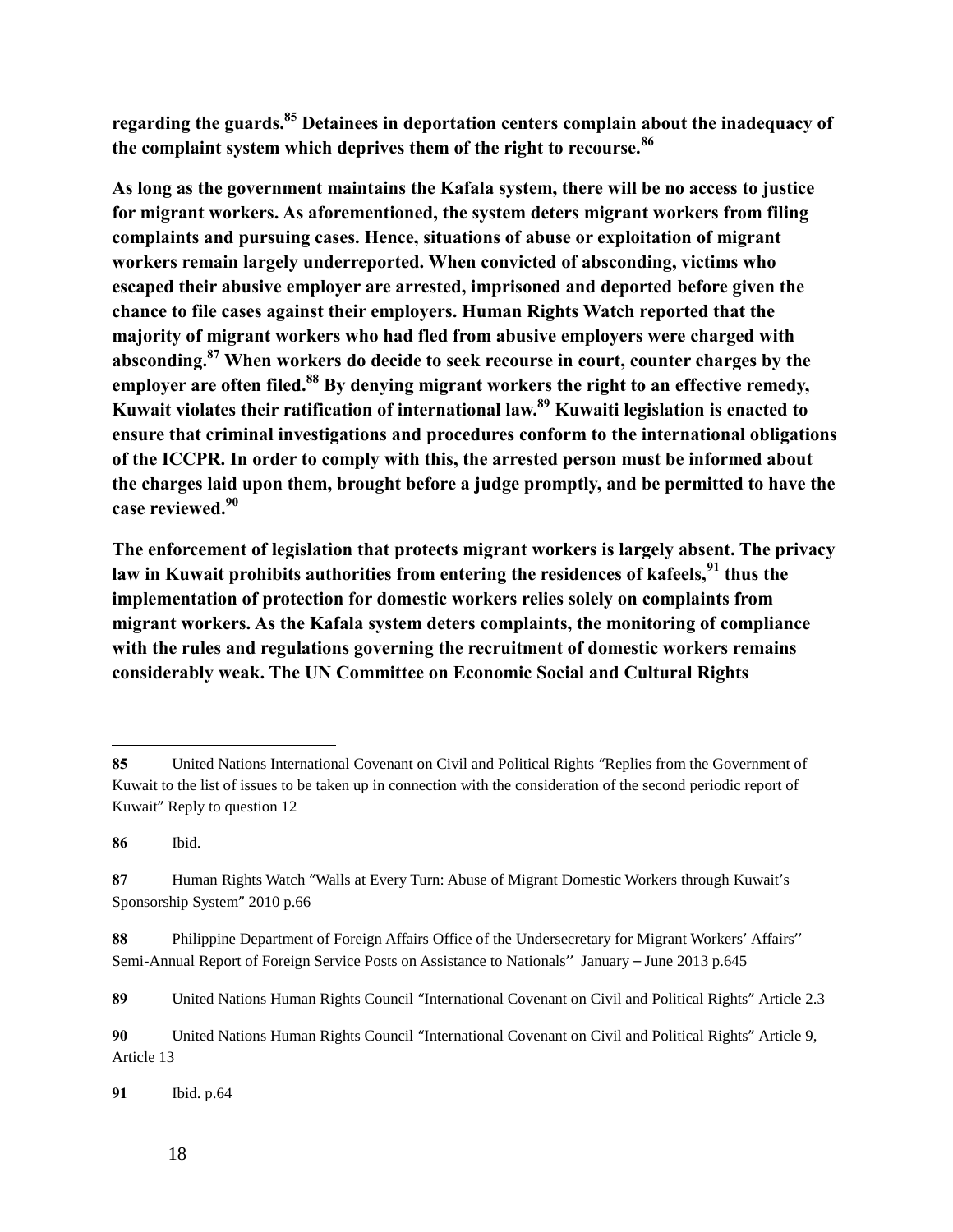**regarding the guards.[85] Detainees in deportation centers complain about the inadequacy of the complaint system which deprives them of the right to recourse.[86]**

**As long as the government maintains the Kafala system, there will be no access to justice for migrant workers. As aforementioned, the system deters migrant workers from filing complaints and pursuing cases. Hence, situations of abuse or exploitation of migrant workers remain largely underreported. When convicted of absconding, victims who escaped their abusive employer are arrested, imprisoned and deported before given the chance to file cases against their employers. Human Rights Watch reported that the majority of migrant workers who had fled from abusive employers were charged with absconding.[87] When workers do decide to seek recourse in court, counter charges by the employer are often filed.[88] By denying migrant workers the right to an effective remedy, Kuwait violates their ratification of international law.[89] Kuwaiti legislation is enacted to ensure that criminal investigations and procedures conform to the international obligations of the ICCPR. In order to comply with this, the arrested person must be informed about the charges laid upon them, brought before a judge promptly, and be permitted to have the case reviewed.[90]**

**The enforcement of legislation that protects migrant workers is largely absent. The privacy law in Kuwait prohibits authorities from entering the residences of kafeels,[91] thus the implementation of protection for domestic workers relies solely on complaints from migrant workers. As the Kafala system deters complaints, the monitoring of compliance with the rules and regulations governing the recruitment of domestic workers remains considerably weak. The UN Committee on Economic Social and Cultural Rights**

---

**85** United Nations International Covenant on Civil and Political Rights "Replies from the Government of Kuwait to the list of issues to be taken up in connection with the consideration of the second periodic report of Kuwait" Reply to question 12

**86** Ibid.

**87** Human Rights Watch "Walls at Every Turn: Abuse of Migrant Domestic Workers through Kuwait's Sponsorship System" 2010 p.66

**88** Philippine Department of Foreign Affairs Office of the Undersecretary for Migrant Workers' Affairs'' Semi-Annual Report of Foreign Service Posts on Assistance to Nationals'' January – June 2013 p.645

**89** United Nations Human Rights Council "International Covenant on Civil and Political Rights" Article 2.3

**90** United Nations Human Rights Council "International Covenant on Civil and Political Rights" Article 9, Article 13

**91** Ibid. p.64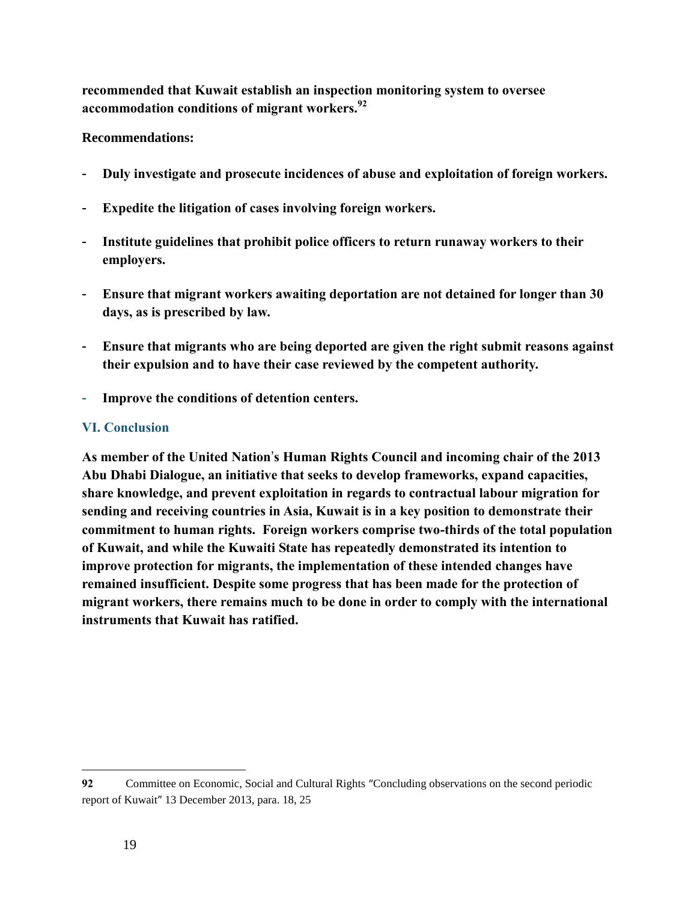**recommended that Kuwait establish an inspection monitoring system to oversee accommodation conditions of migrant workers.**[92]

**Recommendations:**

- **Duly investigate and prosecute incidences of abuse and exploitation of foreign workers.**
- **Expedite the litigation of cases involving foreign workers.**
- **Institute guidelines that prohibit police officers to return runaway workers to their employers.**
- **Ensure that migrant workers awaiting deportation are not detained for longer than 30 days, as is prescribed by law.**
- **Ensure that migrants who are being deported are given the right submit reasons against their expulsion and to have their case reviewed by the competent authority.**
- **Improve the conditions of detention centers.**

## VI. Conclusion

**As member of the United Nation's Human Rights Council and incoming chair of the 2013 Abu Dhabi Dialogue, an initiative that seeks to develop frameworks, expand capacities, share knowledge, and prevent exploitation in regards to contractual labour migration for sending and receiving countries in Asia, Kuwait is in a key position to demonstrate their commitment to human rights. Foreign workers comprise two-thirds of the total population of Kuwait, and while the Kuwaiti State has repeatedly demonstrated its intention to improve protection for migrants, the implementation of these intended changes have remained insufficient. Despite some progress that has been made for the protection of migrant workers, there remains much to be done in order to comply with the international instruments that Kuwait has ratified.**

---

**92** Committee on Economic, Social and Cultural Rights "Concluding observations on the second periodic report of Kuwait" 13 December 2013, para. 18, 25